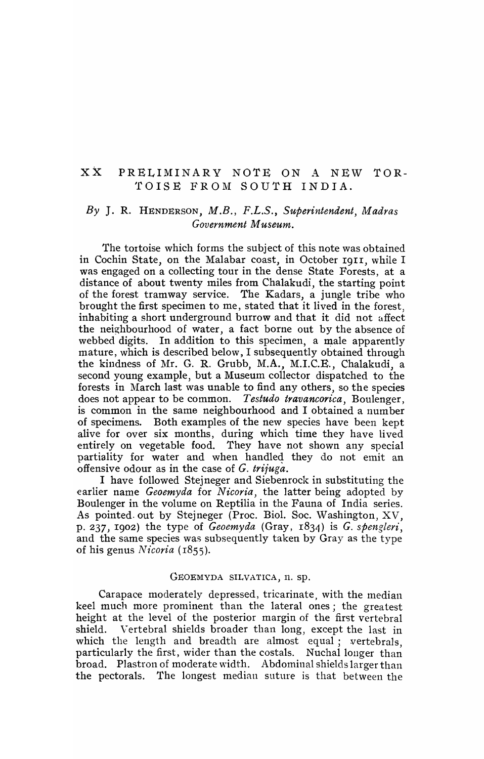# XX PRELIMINARY NOTE ON A NEW TORTOISE FROM SOUTH INDIA.

*By* J. R. HENDERSON, *M.B., F.L.S., Superintendent, Madras Government Museum.*

The tortoise which forms the subject of this note was obtained in Cochin State, on the Malabar coast, in October 1911, while I was engaged on a collecting tour in the dense State Forests, at a distance of about twenty miles from Chalakudi, the starting point of the forest tramway service. The Kadars, a jungle tribe who brought the first specimen to me, stated that it lived in the forest, inhabiting a short underground burrow and that it did not affect the neighbourhood of water, a fact borne out by the absence of webbed digits. In addition to this specimen, a male apparently mature, which is described below, I subsequently obtained through the kindness of Mr. G. R. Grubb, M.A., M.I.C.E., Chalakudi, a second young example, but a Museum collector dispatched to the forests in March last was unable to find any others, so the species does not appear to be common. *Testudo travancorica*, Boulenger, is common in the same neighbourhood and I obtained a number of specimens. Both examples of the new species have been kept alive for over six months, during which time they have lived entirely on vegetable food. They have not shown any special partiality for water and when handled they do not emit an offensive odour as in the case of *G. trijuga*.

I have followed Stejneger and Siebenrock in substituting the earlier name *Geoemyda* for *Nicoria*, the latter being adopted by Boulenger in the volume on Reptilia in the Fauna of India series. As pointed out by Stejneger (Proc. Biol. Soc. Washington, XV, p. 237, 1902) the type of *Geoemyda* (Gray, 1834) is *G. spengleri*, and the same species was subsequently taken by Gray as the type of his genus *Nicoria* (1855).

## GEOEMYDA SILVATICA, n. sp.

Carapace moderately depressed, tricarinate, with the median keel much more prominent than the lateral ones; the greatest height at the level of the posterior margin of the first vertebral shield. Vertebral shields broader than long, except the last in which the length and breadth are almost equal; vertebrals, particularly the first, wider than the costals. Nuchal longer than broad. Plastron of moderate width. Abdominal shields larger than the pectorals. The longest median suture is that between the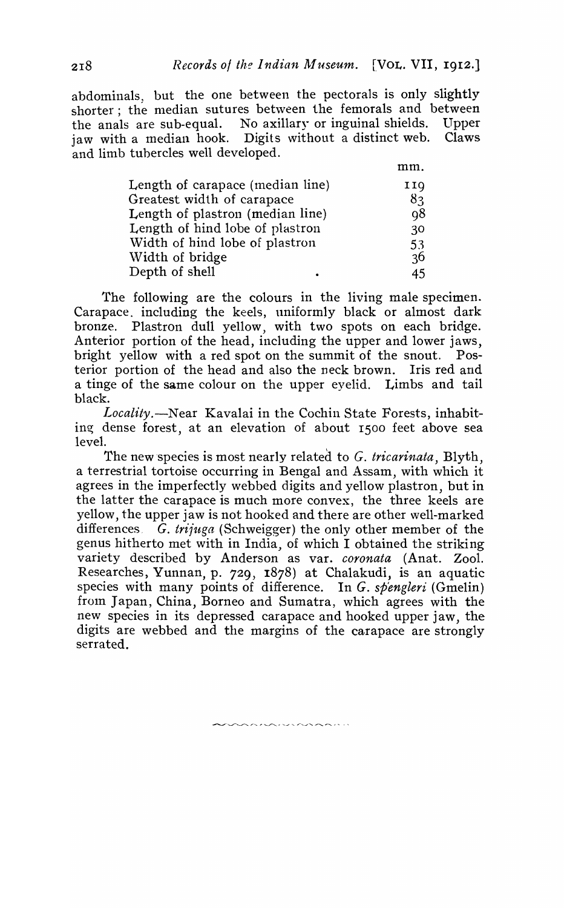abdominals, but the one between the pectorals is only slightly shorter; the median sutures between the femorals and between the anals are sub-equal. No axillary or inguinal shields. Upper jaw with a median hook. Digits without a distinct web. Claws and limb tubercles well developed.

| | mm. |
|---|---|
| Length of carapace (median line) | 119 |
| Greatest width of carapace | 83 |
| Length of plastron (median line) | 98 |
| Length of hind lobe of plastron | 30 |
| Width of hind lobe of plastron | 53 |
| Width of bridge | 36 |
| Depth of shell | 45 |

The following are the colours in the living male specimen. Carapace, including the keels, uniformly black or almost dark bronze. Plastron dull yellow, with two spots on each bridge. Anterior portion of the head, including the upper and lower jaws, bright yellow with a red spot on the summit of the snout. Posterior portion of the head and also the neck brown. Iris red and a tinge of the same colour on the upper eyelid. Limbs and tail black.

*Locality.*—Near Kavalai in the Cochin State Forests, inhabiting dense forest, at an elevation of about 1500 feet above sea level.

The new species is most nearly related to *G. tricarinata*, Blyth, a terrestrial tortoise occurring in Bengal and Assam, with which it agrees in the imperfectly webbed digits and yellow plastron, but in the latter the carapace is much more convex, the three keels are yellow, the upper jaw is not hooked and there are other well-marked differences. *G. trijuga* (Schweigger) the only other member of the genus hitherto met with in India, of which I obtained the striking variety described by Anderson as var. *coronata* (Anat. Zool. Researches, Yunnan, p. 729, 1878) at Chalakudi, is an aquatic species with many points of difference. In *G. spengleri* (Gmelin) from Japan, China, Borneo and Sumatra, which agrees with the new species in its depressed carapace and hooked upper jaw, the digits are webbed and the margins of the carapace are strongly serrated.